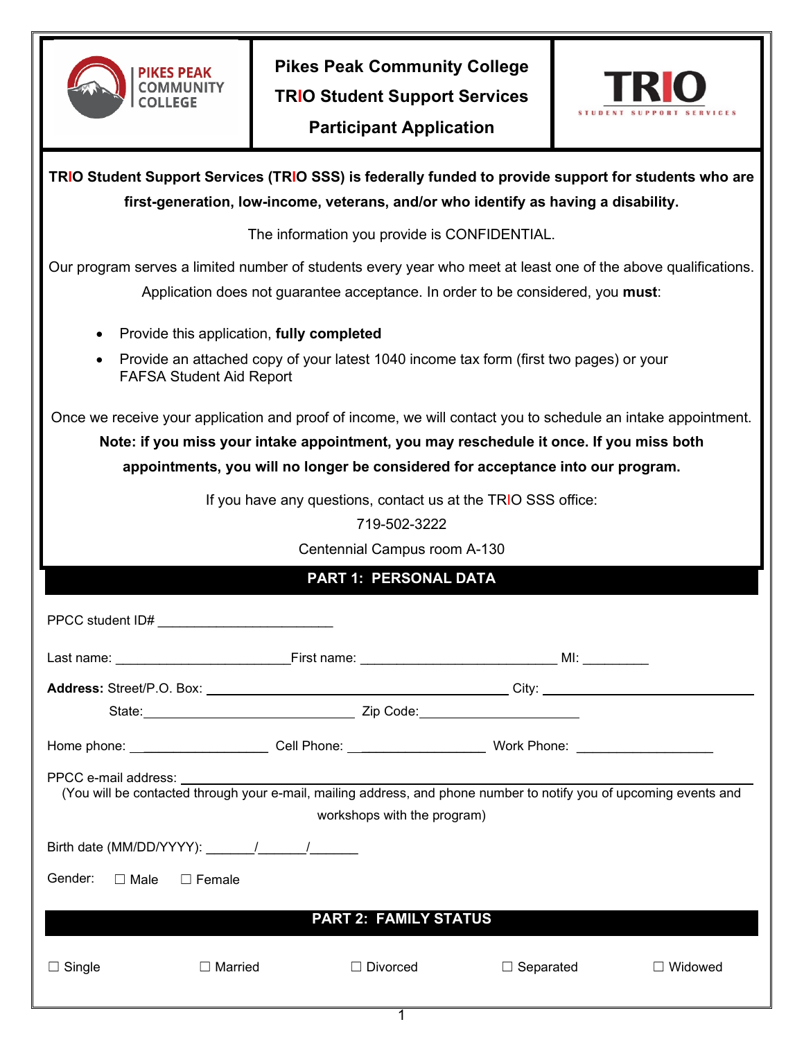# Pikes Peak Community College
# TRIO Student Support Services
# Participant Application

**TRIO Student Support Services (TRIO SSS) is federally funded to provide support for students who are first-generation, low-income, veterans, and/or who identify as having a disability.**

The information you provide is CONFIDENTIAL.

Our program serves a limited number of students every year who meet at least one of the above qualifications. Application does not guarantee acceptance. In order to be considered, you **must**:

- Provide this application, **fully completed**
- Provide an attached copy of your latest 1040 income tax form (first two pages) or your FAFSA Student Aid Report

Once we receive your application and proof of income, we will contact you to schedule an intake appointment. **Note: if you miss your intake appointment, you may reschedule it once. If you miss both appointments, you will no longer be considered for acceptance into our program.**

If you have any questions, contact us at the TRIO SSS office:

719-502-3222

Centennial Campus room A-130

## PART 1: PERSONAL DATA

PPCC student ID# ________________________

Last name: ________________________ First name: ___________________________ MI: _________

**Address:** Street/P.O. Box: ________________________________________ City: ____________________________

State: _____________________________ Zip Code: ______________________

Home phone: ___________________ Cell Phone: __________________ Work Phone: ___________________

PPCC e-mail address: ____________________________________________________________

(You will be contacted through your e-mail, mailing address, and phone number to notify you of upcoming events and workshops with the program)

Birth date (MM/DD/YYYY): _______/_______/_______

Gender: ☐ Male ☐ Female

## PART 2: FAMILY STATUS

☐ Single ☐ Married ☐ Divorced ☐ Separated ☐ Widowed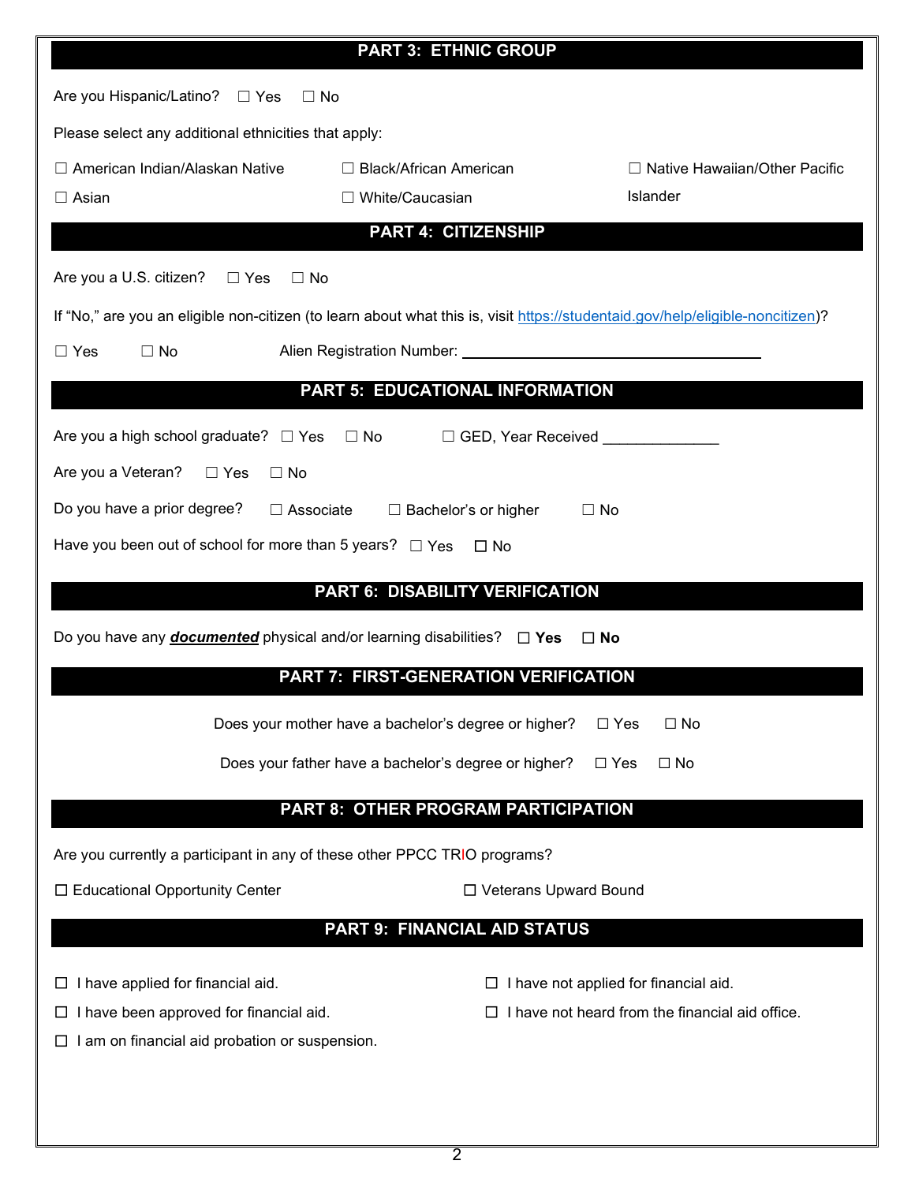## PART 3: ETHNIC GROUP

Are you Hispanic/Latino? ☐ Yes ☐ No

Please select any additional ethnicities that apply:

☐ American Indian/Alaskan Native ☐ Black/African American ☐ Native Hawaiian/Other Pacific Islander

☐ Asian ☐ White/Caucasian

## PART 4: CITIZENSHIP

Are you a U.S. citizen? ☐ Yes ☐ No

If "No," are you an eligible non-citizen (to learn about what this is, visit https://studentaid.gov/help/eligible-noncitizen)?

☐ Yes ☐ No Alien Registration Number: ______________________________

## PART 5: EDUCATIONAL INFORMATION

Are you a high school graduate? ☐ Yes ☐ No ☐ GED, Year Received ____________

Are you a Veteran? ☐ Yes ☐ No

Do you have a prior degree? ☐ Associate ☐ Bachelor's or higher ☐ No

Have you been out of school for more than 5 years? ☐ Yes ☐ No

## PART 6: DISABILITY VERIFICATION

Do you have any ***documented*** physical and/or learning disabilities? ☐ **Yes** ☐ **No**

## PART 7: FIRST-GENERATION VERIFICATION

Does your mother have a bachelor's degree or higher? ☐ Yes ☐ No

Does your father have a bachelor's degree or higher? ☐ Yes ☐ No

## PART 8: OTHER PROGRAM PARTICIPATION

Are you currently a participant in any of these other PPCC TRIO programs?

☐ Educational Opportunity Center ☐ Veterans Upward Bound

## PART 9: FINANCIAL AID STATUS

☐ I have applied for financial aid.

☐ I have not applied for financial aid.

☐ I have been approved for financial aid.

☐ I have not heard from the financial aid office.

☐ I am on financial aid probation or suspension.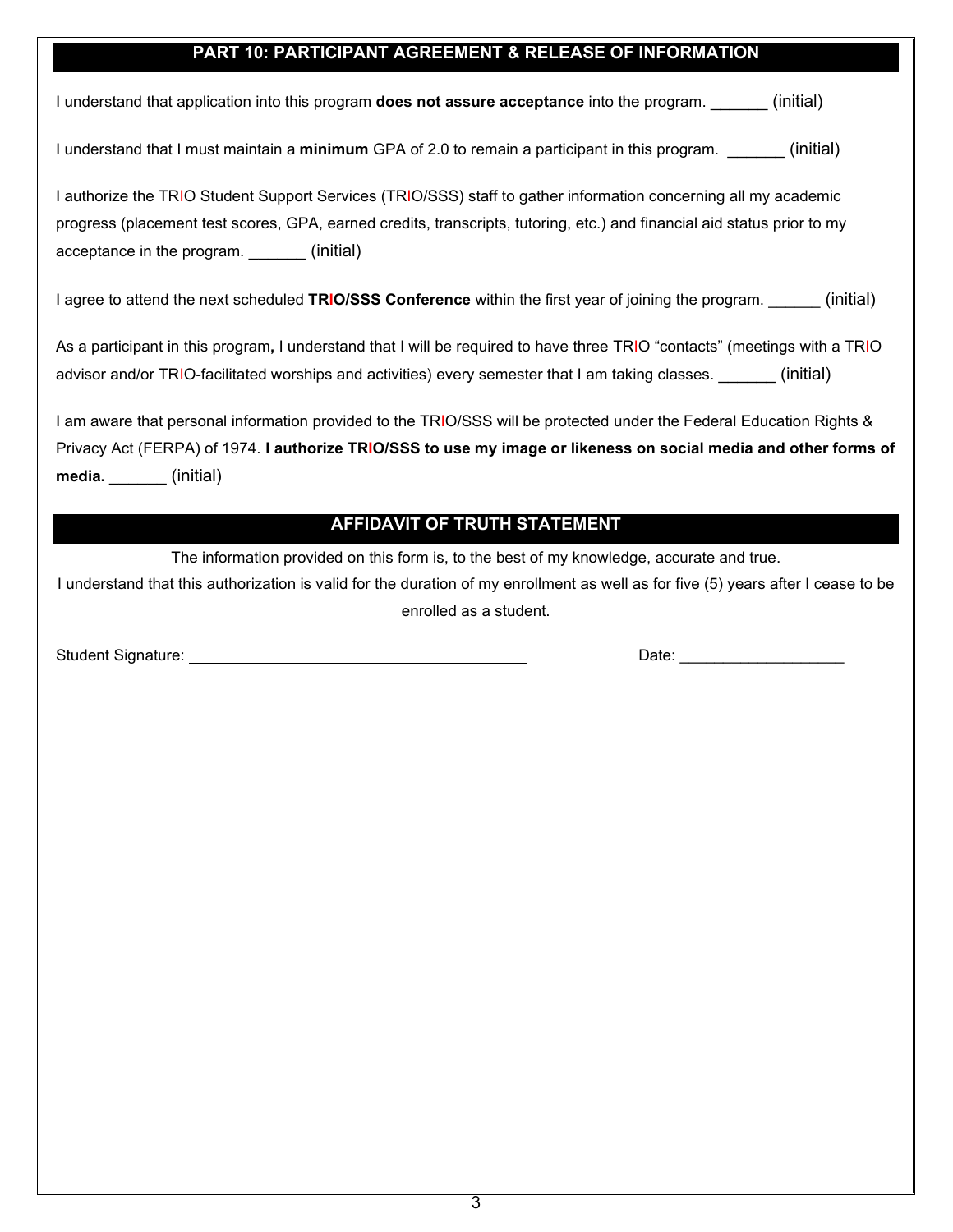## PART 10: PARTICIPANT AGREEMENT & RELEASE OF INFORMATION

I understand that application into this program **does not assure acceptance** into the program. _______ (initial)

I understand that I must maintain a **minimum** GPA of 2.0 to remain a participant in this program. _______ (initial)

I authorize the TRIO Student Support Services (TRIO/SSS) staff to gather information concerning all my academic progress (placement test scores, GPA, earned credits, transcripts, tutoring, etc.) and financial aid status prior to my acceptance in the program. _______ (initial)

I agree to attend the next scheduled **TRIO/SSS Conference** within the first year of joining the program. ______ (initial)

As a participant in this program**,** I understand that I will be required to have three TRIO "contacts" (meetings with a TRIO advisor and/or TRIO-facilitated worships and activities) every semester that I am taking classes. _______ (initial)

I am aware that personal information provided to the TRIO/SSS will be protected under the Federal Education Rights & Privacy Act (FERPA) of 1974. **I authorize TRIO/SSS to use my image or likeness on social media and other forms of media.** _______ (initial)

## AFFIDAVIT OF TRUTH STATEMENT

The information provided on this form is, to the best of my knowledge, accurate and true.

I understand that this authorization is valid for the duration of my enrollment as well as for five (5) years after I cease to be enrolled as a student.

Student Signature: ________________________________________ Date: ____________________